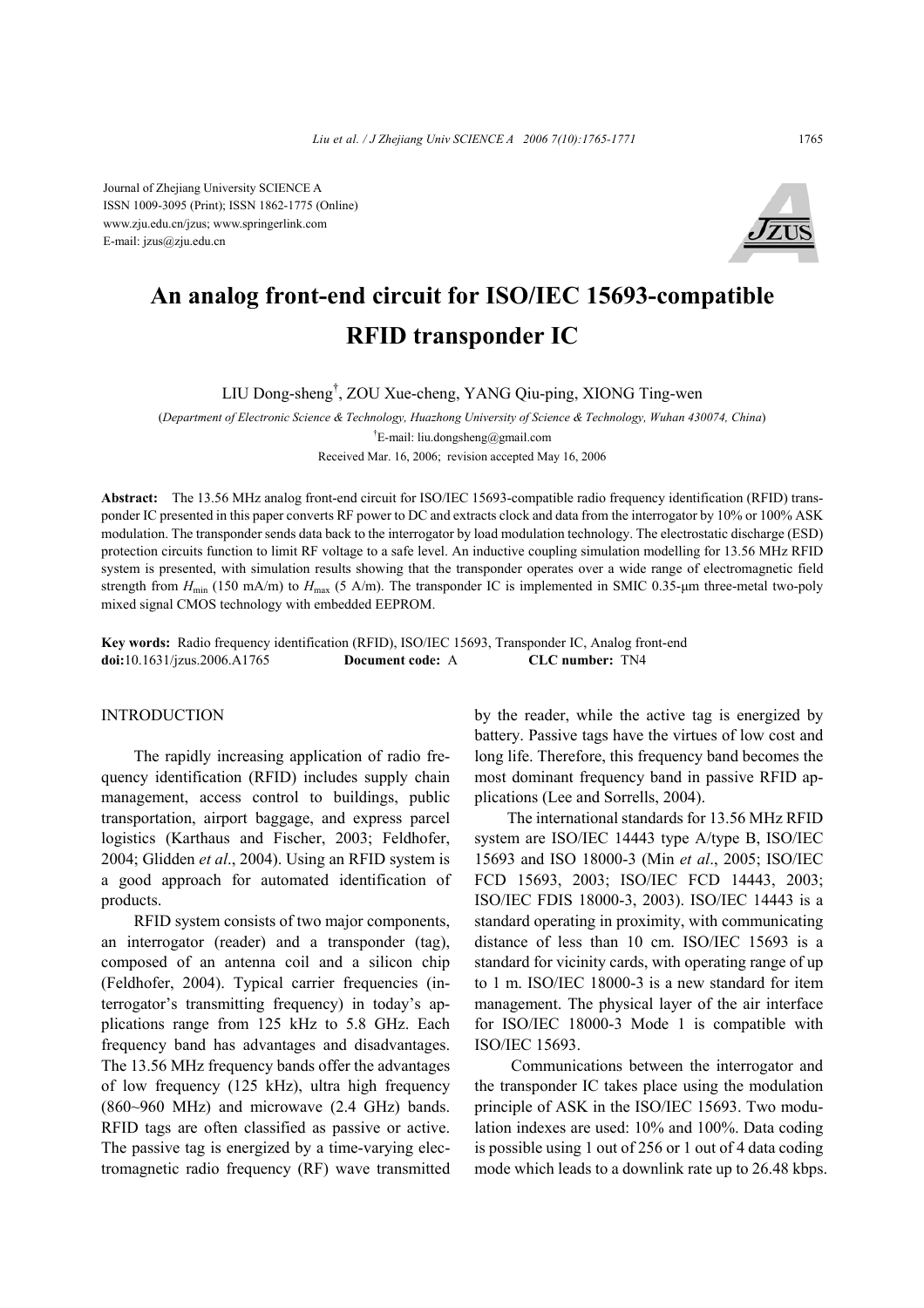Journal of Zhejiang University SCIENCE A
ISSN 1009-3095 (Print); ISSN 1862-1775 (Online)
www.zju.edu.cn/jzus; www.springerlink.com
E-mail: jzus@zju.edu.cn

# An analog front-end circuit for ISO/IEC 15693-compatible RFID transponder IC

LIU Dong-sheng[†], ZOU Xue-cheng, YANG Qiu-ping, XIONG Ting-wen

(*Department of Electronic Science & Technology, Huazhong University of Science & Technology, Wuhan 430074, China*)

[†]E-mail: liu.dongsheng@gmail.com

Received Mar. 16, 2006; revision accepted May 16, 2006

**Abstract:** The 13.56 MHz analog front-end circuit for ISO/IEC 15693-compatible radio frequency identification (RFID) transponder IC presented in this paper converts RF power to DC and extracts clock and data from the interrogator by 10% or 100% ASK modulation. The transponder sends data back to the interrogator by load modulation technology. The electrostatic discharge (ESD) protection circuits function to limit RF voltage to a safe level. An inductive coupling simulation modelling for 13.56 MHz RFID system is presented, with simulation results showing that the transponder operates over a wide range of electromagnetic field strength from $H_{min}$ (150 mA/m) to $H_{max}$ (5 A/m). The transponder IC is implemented in SMIC 0.35-μm three-metal two-poly mixed signal CMOS technology with embedded EEPROM.

**Key words:** Radio frequency identification (RFID), ISO/IEC 15693, Transponder IC, Analog front-end
**doi:**10.1631/jzus.2006.A1765 **Document code:** A **CLC number:** TN4

## INTRODUCTION

The rapidly increasing application of radio frequency identification (RFID) includes supply chain management, access control to buildings, public transportation, airport baggage, and express parcel logistics (Karthaus and Fischer, 2003; Feldhofer, 2004; Glidden *et al*., 2004). Using an RFID system is a good approach for automated identification of products.

RFID system consists of two major components, an interrogator (reader) and a transponder (tag), composed of an antenna coil and a silicon chip (Feldhofer, 2004). Typical carrier frequencies (interrogator's transmitting frequency) in today's applications range from 125 kHz to 5.8 GHz. Each frequency band has advantages and disadvantages. The 13.56 MHz frequency bands offer the advantages of low frequency (125 kHz), ultra high frequency (860~960 MHz) and microwave (2.4 GHz) bands. RFID tags are often classified as passive or active. The passive tag is energized by a time-varying electromagnetic radio frequency (RF) wave transmitted by the reader, while the active tag is energized by battery. Passive tags have the virtues of low cost and long life. Therefore, this frequency band becomes the most dominant frequency band in passive RFID applications (Lee and Sorrells, 2004).

The international standards for 13.56 MHz RFID system are ISO/IEC 14443 type A/type B, ISO/IEC 15693 and ISO 18000-3 (Min *et al*., 2005; ISO/IEC FCD 15693, 2003; ISO/IEC FCD 14443, 2003; ISO/IEC FDIS 18000-3, 2003). ISO/IEC 14443 is a standard operating in proximity, with communicating distance of less than 10 cm. ISO/IEC 15693 is a standard for vicinity cards, with operating range of up to 1 m. ISO/IEC 18000-3 is a new standard for item management. The physical layer of the air interface for ISO/IEC 18000-3 Mode 1 is compatible with ISO/IEC 15693.

Communications between the interrogator and the transponder IC takes place using the modulation principle of ASK in the ISO/IEC 15693. Two modulation indexes are used: 10% and 100%. Data coding is possible using 1 out of 256 or 1 out of 4 data coding mode which leads to a downlink rate up to 26.48 kbps.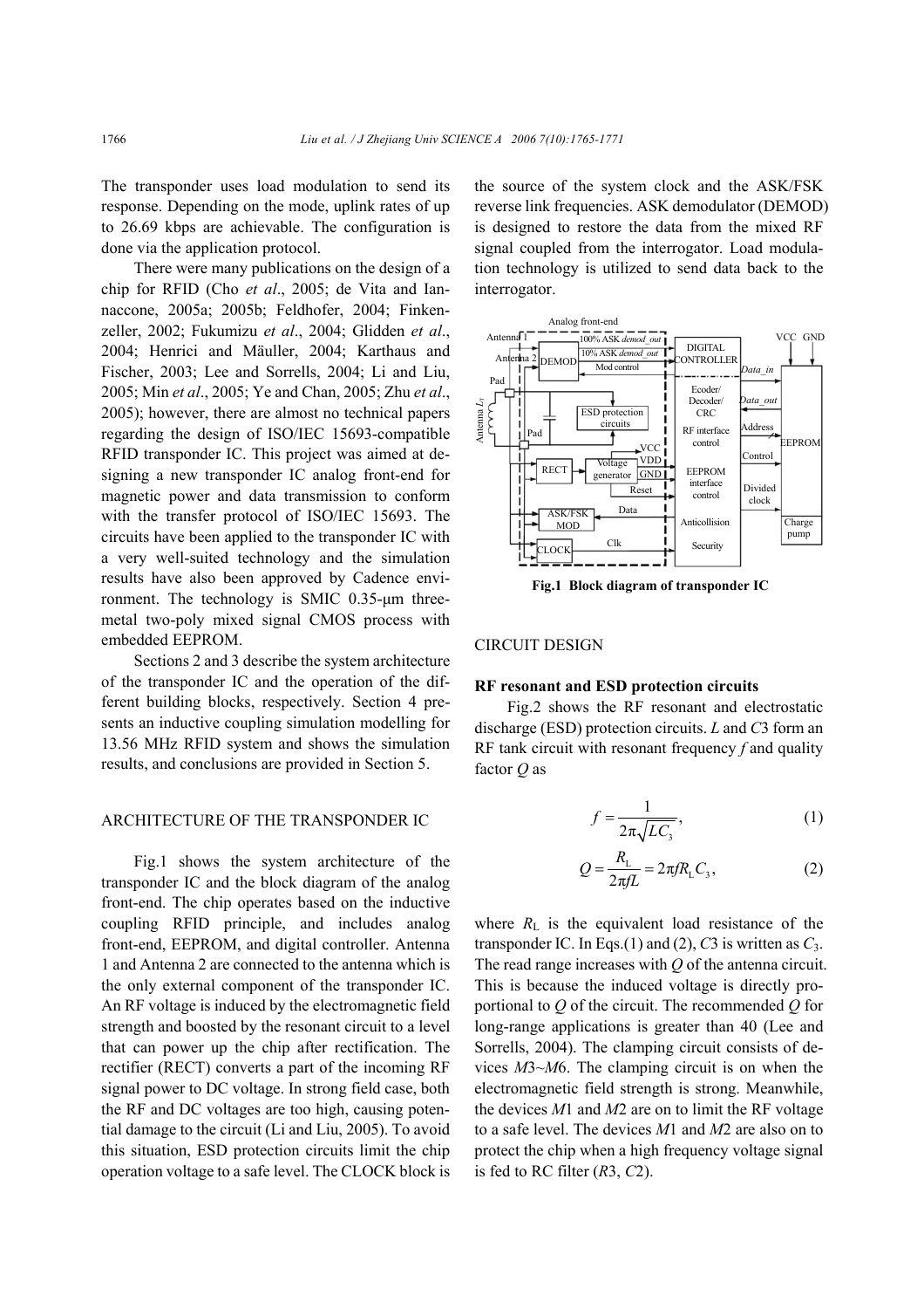The transponder uses load modulation to send its response. Depending on the mode, uplink rates of up to 26.69 kbps are achievable. The configuration is done via the application protocol.

There were many publications on the design of a chip for RFID (Cho *et al*., 2005; de Vita and Iannaccone, 2005a; 2005b; Feldhofer, 2004; Finkenzeller, 2002; Fukumizu *et al*., 2004; Glidden *et al*., 2004; Henrici and Mäuller, 2004; Karthaus and Fischer, 2003; Lee and Sorrells, 2004; Li and Liu, 2005; Min *et al*., 2005; Ye and Chan, 2005; Zhu *et al*., 2005); however, there are almost no technical papers regarding the design of ISO/IEC 15693-compatible RFID transponder IC. This project was aimed at designing a new transponder IC analog front-end for magnetic power and data transmission to conform with the transfer protocol of ISO/IEC 15693. The circuits have been applied to the transponder IC with a very well-suited technology and the simulation results have also been approved by Cadence environment. The technology is SMIC 0.35-μm three-metal two-poly mixed signal CMOS process with embedded EEPROM.

Sections 2 and 3 describe the system architecture of the transponder IC and the operation of the different building blocks, respectively. Section 4 presents an inductive coupling simulation modelling for 13.56 MHz RFID system and shows the simulation results, and conclusions are provided in Section 5.

## ARCHITECTURE OF THE TRANSPONDER IC

Fig.1 shows the system architecture of the transponder IC and the block diagram of the analog front-end. The chip operates based on the inductive coupling RFID principle, and includes analog front-end, EEPROM, and digital controller. Antenna 1 and Antenna 2 are connected to the antenna which is the only external component of the transponder IC. An RF voltage is induced by the electromagnetic field strength and boosted by the resonant circuit to a level that can power up the chip after rectification. The rectifier (RECT) converts a part of the incoming RF signal power to DC voltage. In strong field case, both the RF and DC voltages are too high, causing potential damage to the circuit (Li and Liu, 2005). To avoid this situation, ESD protection circuits limit the chip operation voltage to a safe level. The CLOCK block is the source of the system clock and the ASK/FSK reverse link frequencies. ASK demodulator (DEMOD) is designed to restore the data from the mixed RF signal coupled from the interrogator. Load modulation technology is utilized to send data back to the interrogator.

**Fig.1 Block diagram of transponder IC**

## CIRCUIT DESIGN

### RF resonant and ESD protection circuits

Fig.2 shows the RF resonant and electrostatic discharge (ESD) protection circuits. *L* and *C*3 form an RF tank circuit with resonant frequency *f* and quality factor *Q* as

$$f = \frac{1}{2\pi\sqrt{LC_3}}, \tag{1}$$

$$Q = \frac{R_L}{2\pi fL} = 2\pi f R_L C_3, \tag{2}$$

where $R_L$ is the equivalent load resistance of the transponder IC. In Eqs.(1) and (2), *C*3 is written as $C_3$. The read range increases with *Q* of the antenna circuit. This is because the induced voltage is directly proportional to *Q* of the circuit. The recommended *Q* for long-range applications is greater than 40 (Lee and Sorrells, 2004). The clamping circuit consists of devices *M*3~*M*6. The clamping circuit is on when the electromagnetic field strength is strong. Meanwhile, the devices *M*1 and *M*2 are on to limit the RF voltage to a safe level. The devices *M*1 and *M*2 are also on to protect the chip when a high frequency voltage signal is fed to RC filter (*R*3, *C*2).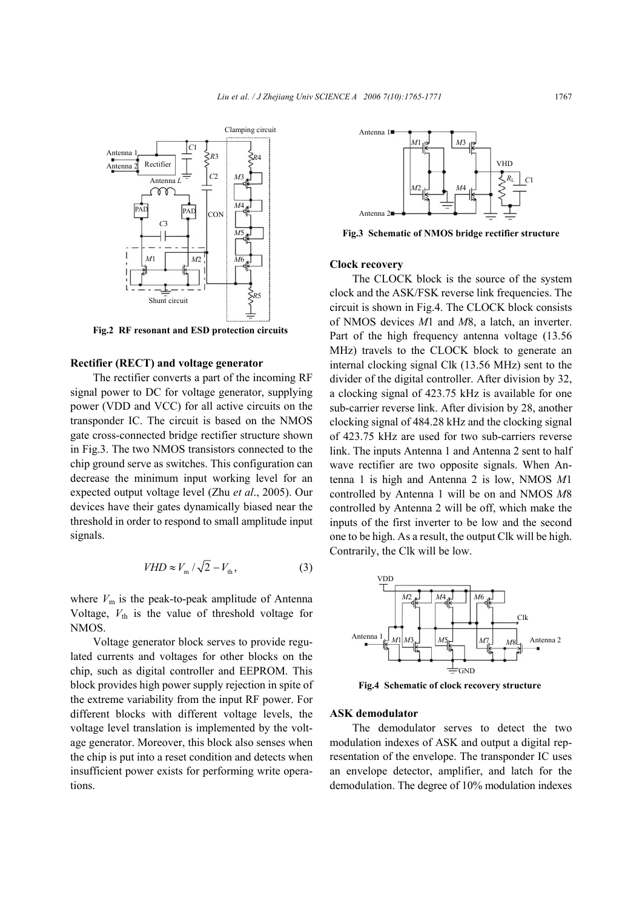Fig.2 RF resonant and ESD protection circuits

### Rectifier (RECT) and voltage generator

The rectifier converts a part of the incoming RF signal power to DC for voltage generator, supplying power (VDD and VCC) for all active circuits on the transponder IC. The circuit is based on the NMOS gate cross-connected bridge rectifier structure shown in Fig.3. The two NMOS transistors connected to the chip ground serve as switches. This configuration can decrease the minimum input working level for an expected output voltage level (Zhu *et al*., 2005). Our devices have their gates dynamically biased near the threshold in order to respond to small amplitude input signals.

$$VHD \approx V_{\mathrm{m}} / \sqrt{2} - V_{\mathrm{th}}, \tag{3}$$

where $V_{\mathrm{m}}$ is the peak-to-peak amplitude of Antenna Voltage, $V_{\mathrm{th}}$ is the value of threshold voltage for NMOS.

Voltage generator block serves to provide regulated currents and voltages for other blocks on the chip, such as digital controller and EEPROM. This block provides high power supply rejection in spite of the extreme variability from the input RF power. For different blocks with different voltage levels, the voltage level translation is implemented by the voltage generator. Moreover, this block also senses when the chip is put into a reset condition and detects when insufficient power exists for performing write operations.

Fig.3 Schematic of NMOS bridge rectifier structure

### Clock recovery

The CLOCK block is the source of the system clock and the ASK/FSK reverse link frequencies. The circuit is shown in Fig.4. The CLOCK block consists of NMOS devices *M*1 and *M*8, a latch, an inverter. Part of the high frequency antenna voltage (13.56 MHz) travels to the CLOCK block to generate an internal clocking signal Clk (13.56 MHz) sent to the divider of the digital controller. After division by 32, a clocking signal of 423.75 kHz is available for one sub-carrier reverse link. After division by 28, another clocking signal of 484.28 kHz and the clocking signal of 423.75 kHz are used for two sub-carriers reverse link. The inputs Antenna 1 and Antenna 2 sent to half wave rectifier are two opposite signals. When Antenna 1 is high and Antenna 2 is low, NMOS *M*1 controlled by Antenna 1 will be on and NMOS *M*8 controlled by Antenna 2 will be off, which make the inputs of the first inverter to be low and the second one to be high. As a result, the output Clk will be high. Contrarily, the Clk will be low.

Fig.4 Schematic of clock recovery structure

### ASK demodulator

The demodulator serves to detect the two modulation indexes of ASK and output a digital representation of the envelope. The transponder IC uses an envelope detector, amplifier, and latch for the demodulation. The degree of 10% modulation indexes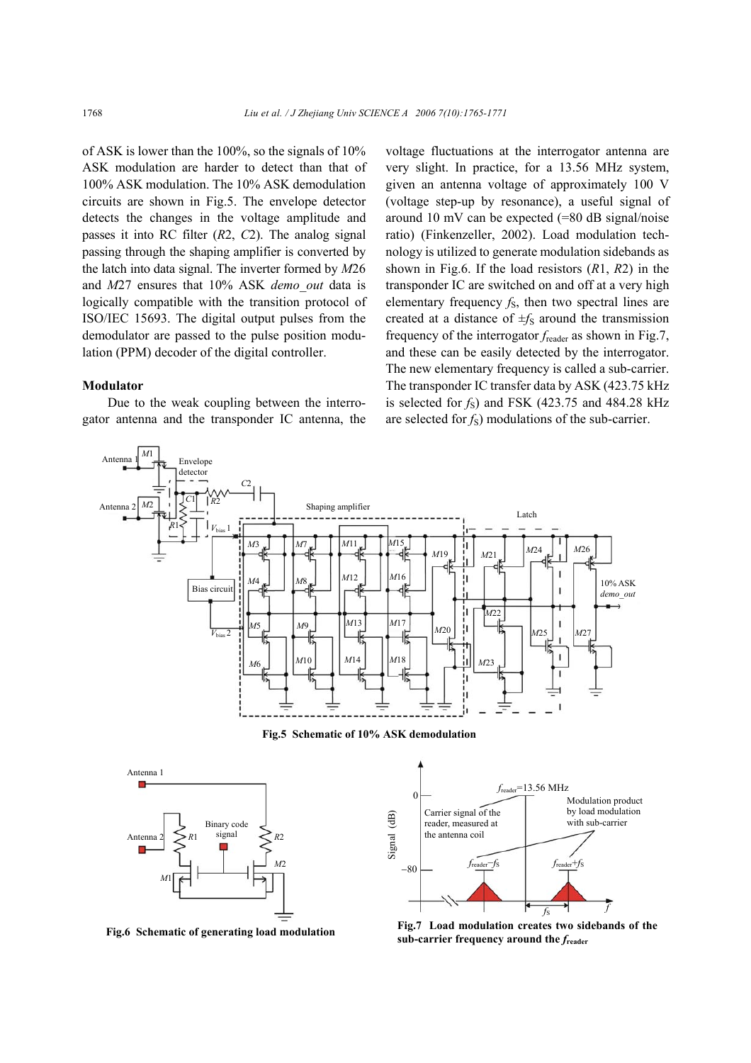of ASK is lower than the 100%, so the signals of 10% ASK modulation are harder to detect than that of 100% ASK modulation. The 10% ASK demodulation circuits are shown in Fig.5. The envelope detector detects the changes in the voltage amplitude and passes it into RC filter (*R*2, *C*2). The analog signal passing through the shaping amplifier is converted by the latch into data signal. The inverter formed by *M*26 and *M*27 ensures that 10% ASK *demo_out* data is logically compatible with the transition protocol of ISO/IEC 15693. The digital output pulses from the demodulator are passed to the pulse position modulation (PPM) decoder of the digital controller.

**Modulator**

Due to the weak coupling between the interrogator antenna and the transponder IC antenna, the voltage fluctuations at the interrogator antenna are very slight. In practice, for a 13.56 MHz system, given an antenna voltage of approximately 100 V (voltage step-up by resonance), a useful signal of around 10 mV can be expected (=80 dB signal/noise ratio) (Finkenzeller, 2002). Load modulation technology is utilized to generate modulation sidebands as shown in Fig.6. If the load resistors (*R*1, *R*2) in the transponder IC are switched on and off at a very high elementary frequency $f_S$, then two spectral lines are created at a distance of $\pm f_S$ around the transmission frequency of the interrogator $f_{reader}$ as shown in Fig.7, and these can be easily detected by the interrogator. The new elementary frequency is called a sub-carrier. The transponder IC transfer data by ASK (423.75 kHz is selected for $f_S$) and FSK (423.75 and 484.28 kHz are selected for $f_S$) modulations of the sub-carrier.

**Fig.5 Schematic of 10% ASK demodulation**

**Fig.6 Schematic of generating load modulation**

**Fig.7 Load modulation creates two sidebands of the sub-carrier frequency around the $f_{reader}$**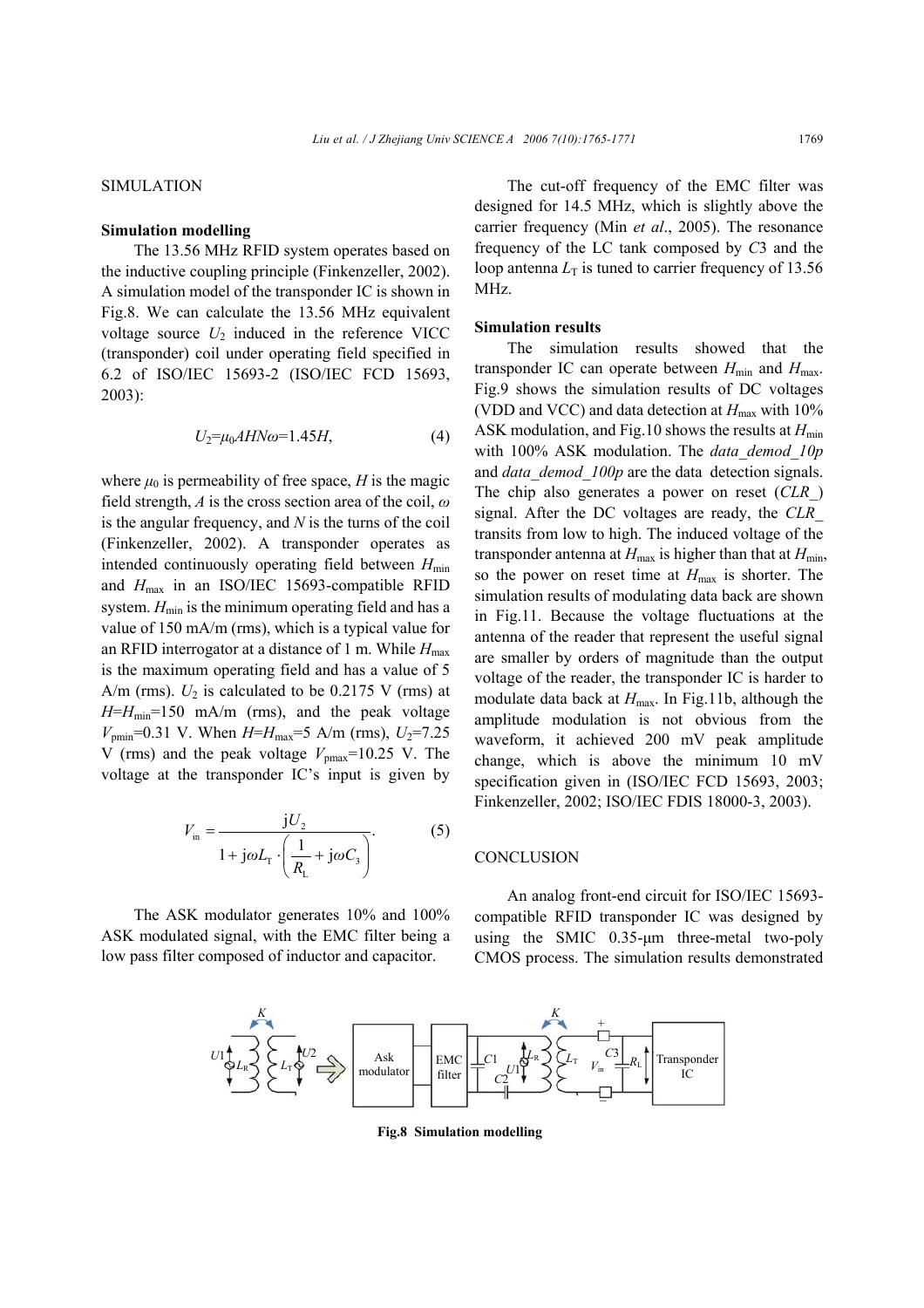## SIMULATION

### Simulation modelling

The 13.56 MHz RFID system operates based on the inductive coupling principle (Finkenzeller, 2002). A simulation model of the transponder IC is shown in Fig.8. We can calculate the 13.56 MHz equivalent voltage source $U_2$ induced in the reference VICC (transponder) coil under operating field specified in 6.2 of ISO/IEC 15693-2 (ISO/IEC FCD 15693, 2003):

$$U_2=\mu_0 AHN\omega=1.45H, \tag{4}$$

where $\mu_0$ is permeability of free space, $H$ is the magic field strength, $A$ is the cross section area of the coil, $\omega$ is the angular frequency, and $N$ is the turns of the coil (Finkenzeller, 2002). A transponder operates as intended continuously operating field between $H_{\min}$ and $H_{\max}$ in an ISO/IEC 15693-compatible RFID system. $H_{\min}$ is the minimum operating field and has a value of 150 mA/m (rms), which is a typical value for an RFID interrogator at a distance of 1 m. While $H_{\max}$ is the maximum operating field and has a value of 5 A/m (rms). $U_2$ is calculated to be 0.2175 V (rms) at $H$=$H_{\min}$=150 mA/m (rms), and the peak voltage $V_{\text{pmin}}$=0.31 V. When $H$=$H_{\max}$=5 A/m (rms), $U_2$=7.25 V (rms) and the peak voltage $V_{\text{pmax}}$=10.25 V. The voltage at the transponder IC's input is given by

$$V_{\text{in}}=\frac{\text{j}U_2}{1+\text{j}\omega L_{\text{T}}\cdot\left(\dfrac{1}{R_{\text{L}}}+\text{j}\omega C_3\right)}. \tag{5}$$

The ASK modulator generates 10% and 100% ASK modulated signal, with the EMC filter being a low pass filter composed of inductor and capacitor.

The cut-off frequency of the EMC filter was designed for 14.5 MHz, which is slightly above the carrier frequency (Min *et al*., 2005). The resonance frequency of the LC tank composed by $C3$ and the loop antenna $L_{\text{T}}$ is tuned to carrier frequency of 13.56 MHz.

### Simulation results

The simulation results showed that the transponder IC can operate between $H_{\min}$ and $H_{\max}$. Fig.9 shows the simulation results of DC voltages (VDD and VCC) and data detection at $H_{\max}$ with 10% ASK modulation, and Fig.10 shows the results at $H_{\min}$ with 100% ASK modulation. The *data_demod_10p* and *data_demod_100p* are the data detection signals. The chip also generates a power on reset (*CLR_*) signal. After the DC voltages are ready, the *CLR_* transits from low to high. The induced voltage of the transponder antenna at $H_{\max}$ is higher than that at $H_{\min}$, so the power on reset time at $H_{\max}$ is shorter. The simulation results of modulating data back are shown in Fig.11. Because the voltage fluctuations at the antenna of the reader that represent the useful signal are smaller by orders of magnitude than the output voltage of the reader, the transponder IC is harder to modulate data back at $H_{\max}$. In Fig.11b, although the amplitude modulation is not obvious from the waveform, it achieved 200 mV peak amplitude change, which is above the minimum 10 mV specification given in (ISO/IEC FCD 15693, 2003; Finkenzeller, 2002; ISO/IEC FDIS 18000-3, 2003).

## CONCLUSION

An analog front-end circuit for ISO/IEC 15693-compatible RFID transponder IC was designed by using the SMIC 0.35-μm three-metal two-poly CMOS process. The simulation results demonstrated

**Fig.8 Simulation modelling**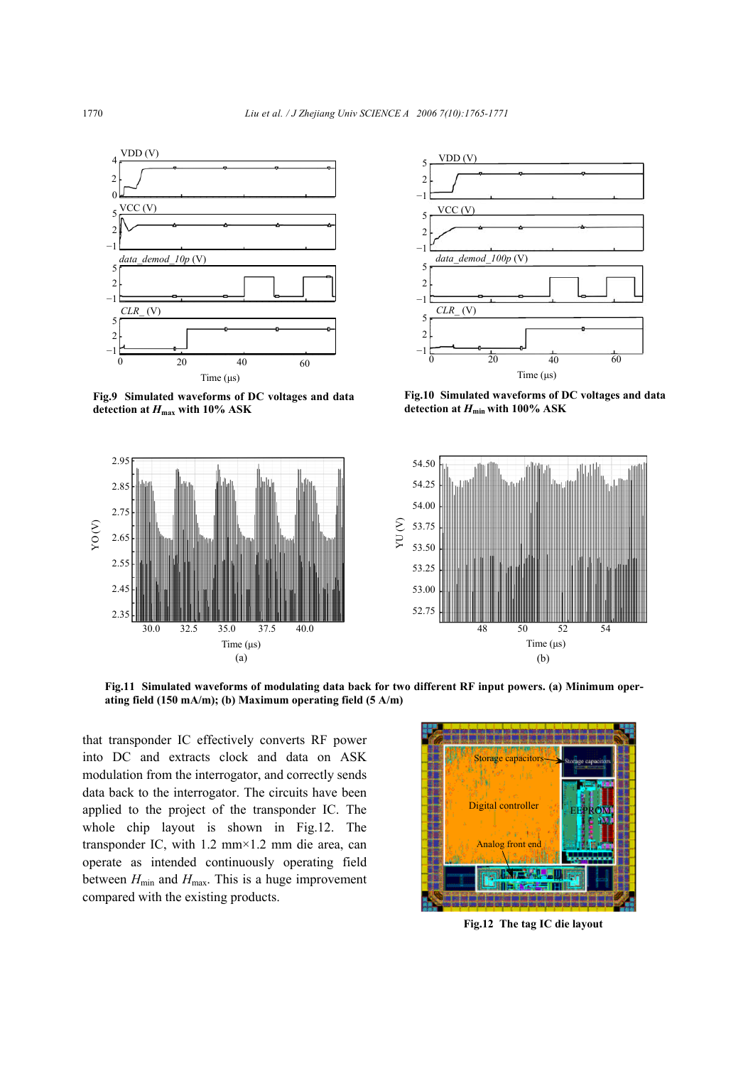Fig.9 **Simulated waveforms of DC voltages and data detection at $H_{max}$ with 10% ASK**

Fig.10 **Simulated waveforms of DC voltages and data detection at $H_{min}$ with 100% ASK**

Fig.11 **Simulated waveforms of modulating data back for two different RF input powers. (a) Minimum operating field (150 mA/m); (b) Maximum operating field (5 A/m)**

that transponder IC effectively converts RF power into DC and extracts clock and data on ASK modulation from the interrogator, and correctly sends data back to the interrogator. The circuits have been applied to the project of the transponder IC. The whole chip layout is shown in Fig.12. The transponder IC, with 1.2 mm×1.2 mm die area, can operate as intended continuously operating field between $H_{min}$ and $H_{max}$. This is a huge improvement compared with the existing products.

Fig.12 **The tag IC die layout**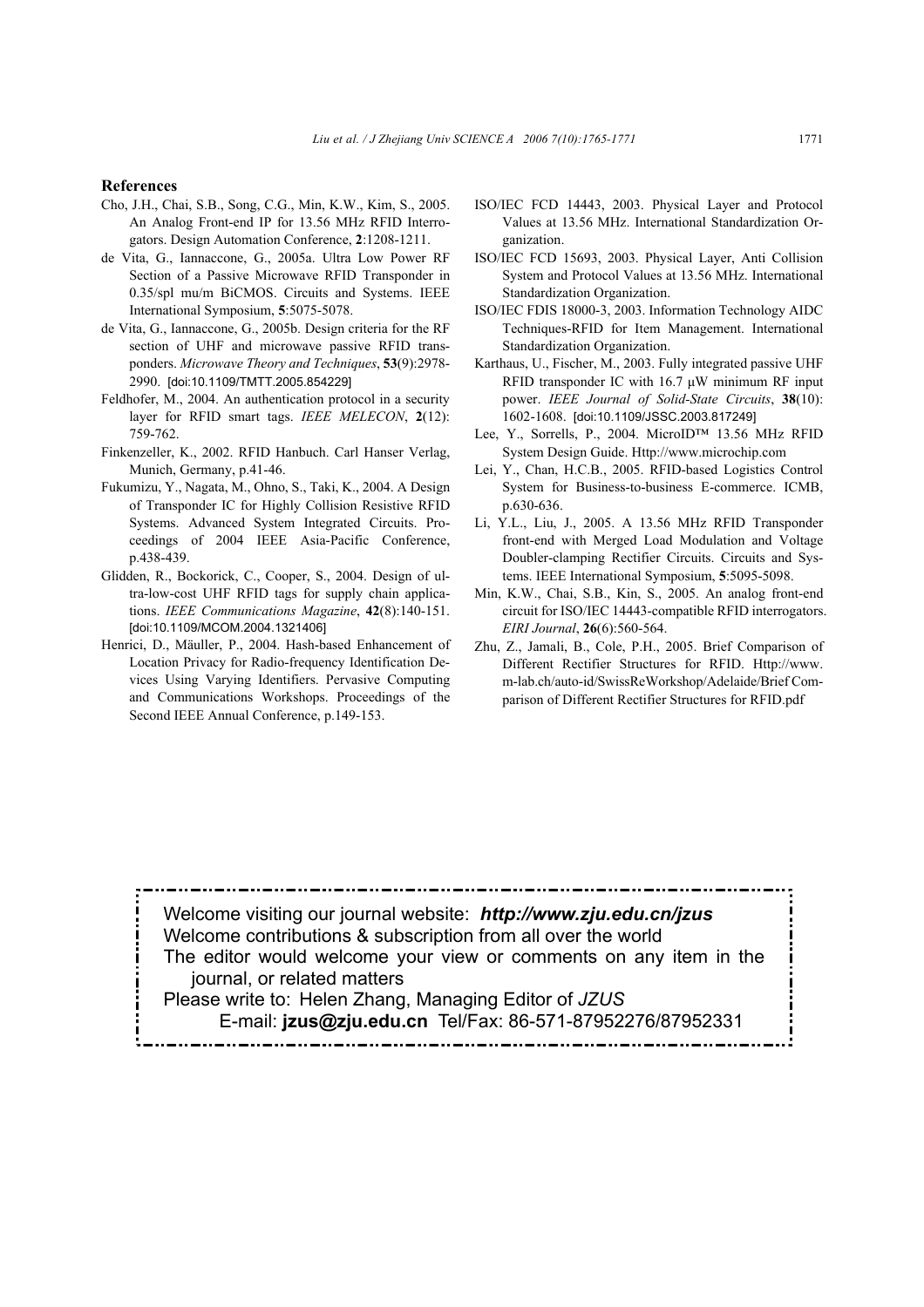## References

Cho, J.H., Chai, S.B., Song, C.G., Min, K.W., Kim, S., 2005. An Analog Front-end IP for 13.56 MHz RFID Interrogators. Design Automation Conference, **2**:1208-1211.

de Vita, G., Iannaccone, G., 2005a. Ultra Low Power RF Section of a Passive Microwave RFID Transponder in 0.35/spl mu/m BiCMOS. Circuits and Systems. IEEE International Symposium, **5**:5075-5078.

de Vita, G., Iannaccone, G., 2005b. Design criteria for the RF section of UHF and microwave passive RFID transponders. *Microwave Theory and Techniques*, **53**(9):2978-2990. [doi:10.1109/TMTT.2005.854229]

Feldhofer, M., 2004. An authentication protocol in a security layer for RFID smart tags. *IEEE MELECON*, **2**(12): 759-762.

Finkenzeller, K., 2002. RFID Hanbuch. Carl Hanser Verlag, Munich, Germany, p.41-46.

Fukumizu, Y., Nagata, M., Ohno, S., Taki, K., 2004. A Design of Transponder IC for Highly Collision Resistive RFID Systems. Advanced System Integrated Circuits. Proceedings of 2004 IEEE Asia-Pacific Conference, p.438-439.

Glidden, R., Bockorick, C., Cooper, S., 2004. Design of ultra-low-cost UHF RFID tags for supply chain applications. *IEEE Communications Magazine*, **42**(8):140-151. [doi:10.1109/MCOM.2004.1321406]

Henrici, D., Mäuller, P., 2004. Hash-based Enhancement of Location Privacy for Radio-frequency Identification Devices Using Varying Identifiers. Pervasive Computing and Communications Workshops. Proceedings of the Second IEEE Annual Conference, p.149-153.

ISO/IEC FCD 14443, 2003. Physical Layer and Protocol Values at 13.56 MHz. International Standardization Organization.

ISO/IEC FCD 15693, 2003. Physical Layer, Anti Collision System and Protocol Values at 13.56 MHz. International Standardization Organization.

ISO/IEC FDIS 18000-3, 2003. Information Technology AIDC Techniques-RFID for Item Management. International Standardization Organization.

Karthaus, U., Fischer, M., 2003. Fully integrated passive UHF RFID transponder IC with 16.7 μW minimum RF input power. *IEEE Journal of Solid-State Circuits*, **38**(10): 1602-1608. [doi:10.1109/JSSC.2003.817249]

Lee, Y., Sorrells, P., 2004. MicroID™ 13.56 MHz RFID System Design Guide. Http://www.microchip.com

Lei, Y., Chan, H.C.B., 2005. RFID-based Logistics Control System for Business-to-business E-commerce. ICMB, p.630-636.

Li, Y.L., Liu, J., 2005. A 13.56 MHz RFID Transponder front-end with Merged Load Modulation and Voltage Doubler-clamping Rectifier Circuits. Circuits and Systems. IEEE International Symposium, **5**:5095-5098.

Min, K.W., Chai, S.B., Kin, S., 2005. An analog front-end circuit for ISO/IEC 14443-compatible RFID interrogators. *EIRI Journal*, **26**(6):560-564.

Zhu, Z., Jamali, B., Cole, P.H., 2005. Brief Comparison of Different Rectifier Structures for RFID. Http://www.m-lab.ch/auto-id/SwissReWorkshop/Adelaide/Brief Comparison of Different Rectifier Structures for RFID.pdf

Welcome visiting our journal website: ***http://www.zju.edu.cn/jzus***
Welcome contributions & subscription from all over the world
The editor would welcome your view or comments on any item in the journal, or related matters
Please write to: Helen Zhang, Managing Editor of *JZUS*
E-mail: **jzus@zju.edu.cn** Tel/Fax: 86-571-87952276/87952331